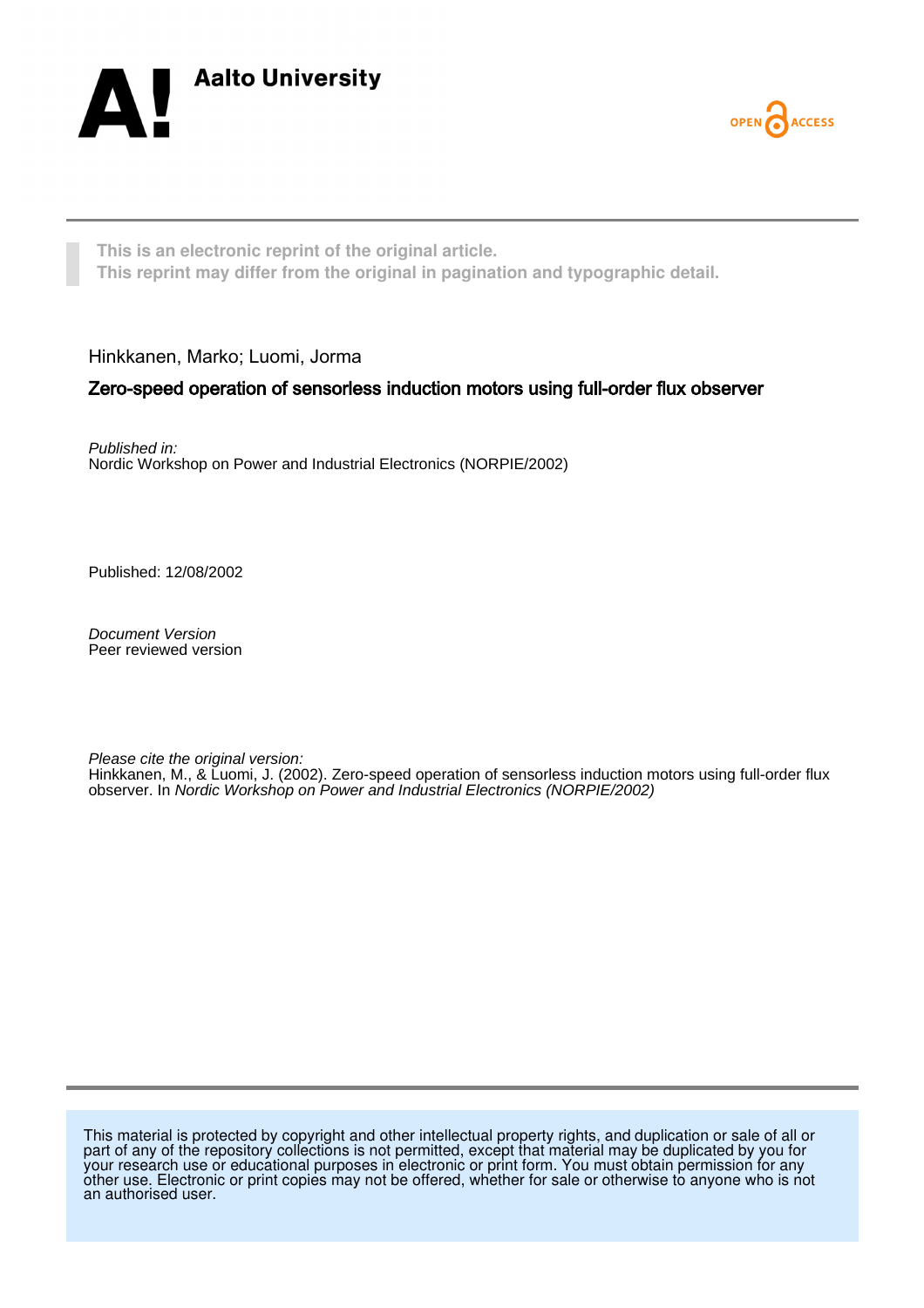Aalto University

OPEN ACCESS

**This is an electronic reprint of the original article.**
**This reprint may differ from the original in pagination and typographic detail.**

Hinkkanen, Marko; Luomi, Jorma

**Zero-speed operation of sensorless induction motors using full-order flux observer**

*Published in:*
Nordic Workshop on Power and Industrial Electronics (NORPIE/2002)

Published: 12/08/2002

*Document Version*
Peer reviewed version

*Please cite the original version:*
Hinkkanen, M., & Luomi, J. (2002). Zero-speed operation of sensorless induction motors using full-order flux observer. In *Nordic Workshop on Power and Industrial Electronics (NORPIE/2002)*

This material is protected by copyright and other intellectual property rights, and duplication or sale of all or part of any of the repository collections is not permitted, except that material may be duplicated by you for your research use or educational purposes in electronic or print form. You must obtain permission for any other use. Electronic or print copies may not be offered, whether for sale or otherwise to anyone who is not an authorised user.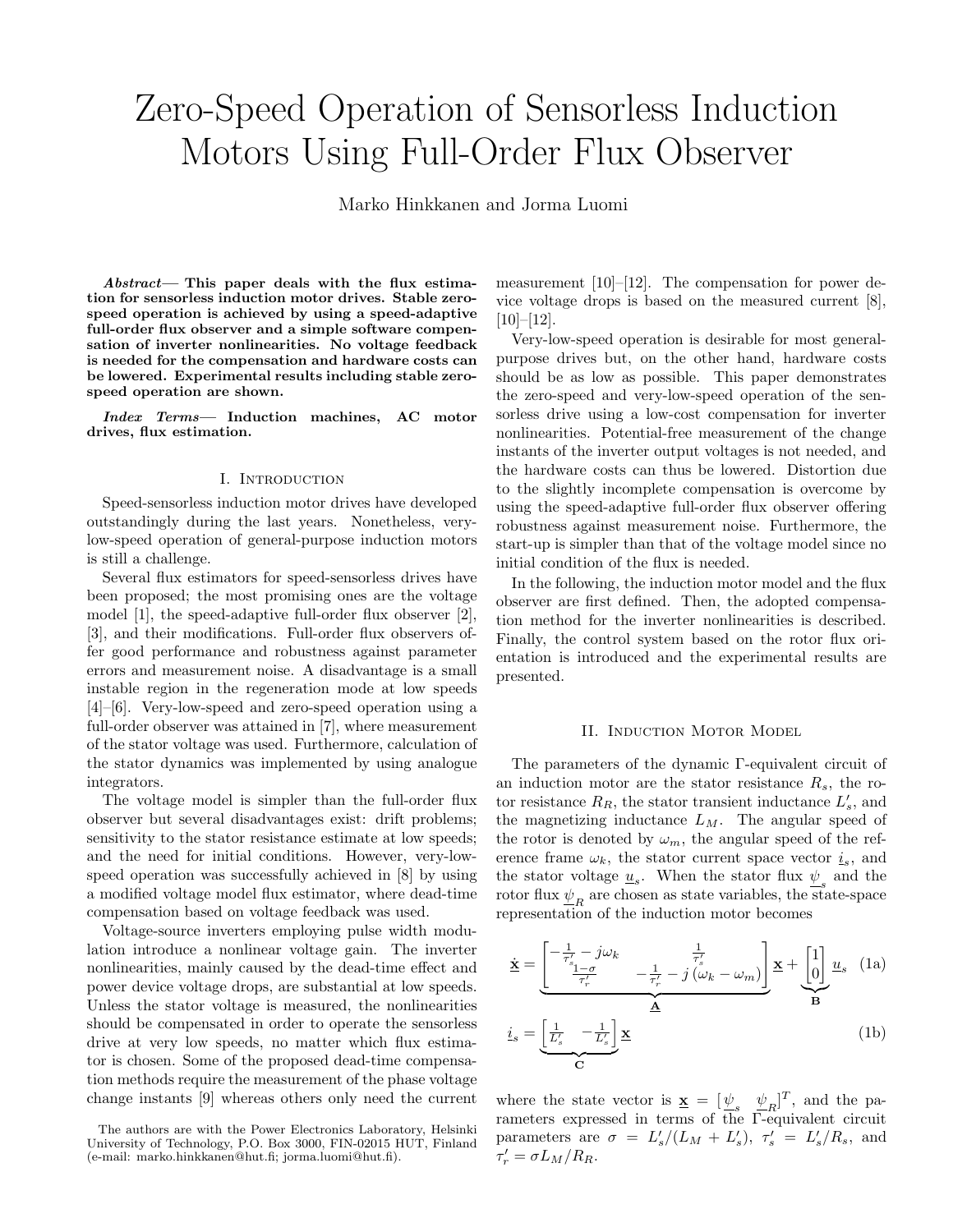# Zero-Speed Operation of Sensorless Induction Motors Using Full-Order Flux Observer

Marko Hinkkanen and Jorma Luomi

***Abstract*— This paper deals with the flux estimation for sensorless induction motor drives. Stable zero-speed operation is achieved by using a speed-adaptive full-order flux observer and a simple software compensation of inverter nonlinearities. No voltage feedback is needed for the compensation and hardware costs can be lowered. Experimental results including stable zero-speed operation are shown.**

***Index Terms*— Induction machines, AC motor drives, flux estimation.**

## I. Introduction

Speed-sensorless induction motor drives have developed outstandingly during the last years. Nonetheless, very-low-speed operation of general-purpose induction motors is still a challenge.

Several flux estimators for speed-sensorless drives have been proposed; the most promising ones are the voltage model [1], the speed-adaptive full-order flux observer [2], [3], and their modifications. Full-order flux observers offer good performance and robustness against parameter errors and measurement noise. A disadvantage is a small instable region in the regeneration mode at low speeds [4]–[6]. Very-low-speed and zero-speed operation using a full-order observer was attained in [7], where measurement of the stator voltage was used. Furthermore, calculation of the stator dynamics was implemented by using analogue integrators.

The voltage model is simpler than the full-order flux observer but several disadvantages exist: drift problems; sensitivity to the stator resistance estimate at low speeds; and the need for initial conditions. However, very-low-speed operation was successfully achieved in [8] by using a modified voltage model flux estimator, where dead-time compensation based on voltage feedback was used.

Voltage-source inverters employing pulse width modulation introduce a nonlinear voltage gain. The inverter nonlinearities, mainly caused by the dead-time effect and power device voltage drops, are substantial at low speeds. Unless the stator voltage is measured, the nonlinearities should be compensated in order to operate the sensorless drive at very low speeds, no matter which flux estimator is chosen. Some of the proposed dead-time compensation methods require the measurement of the phase voltage change instants [9] whereas others only need the current measurement [10]–[12]. The compensation for power device voltage drops is based on the measured current [8], [10]–[12].

Very-low-speed operation is desirable for most general-purpose drives but, on the other hand, hardware costs should be as low as possible. This paper demonstrates the zero-speed and very-low-speed operation of the sensorless drive using a low-cost compensation for inverter nonlinearities. Potential-free measurement of the change instants of the inverter output voltages is not needed, and the hardware costs can thus be lowered. Distortion due to the slightly incomplete compensation is overcome by using the speed-adaptive full-order flux observer offering robustness against measurement noise. Furthermore, the start-up is simpler than that of the voltage model since no initial condition of the flux is needed.

In the following, the induction motor model and the flux observer are first defined. Then, the adopted compensation method for the inverter nonlinearities is described. Finally, the control system based on the rotor flux orientation is introduced and the experimental results are presented.

## II. Induction Motor Model

The parameters of the dynamic Γ-equivalent circuit of an induction motor are the stator resistance $R_s$, the rotor resistance $R_R$, the stator transient inductance $L_s'$, and the magnetizing inductance $L_M$. The angular speed of the rotor is denoted by $\omega_m$, the angular speed of the reference frame $\omega_k$, the stator current space vector $\underline{i}_s$, and the stator voltage $\underline{u}_s$. When the stator flux $\underline{\psi}_s$ and the rotor flux $\underline{\psi}_R$ are chosen as state variables, the state-space representation of the induction motor becomes

$$\dot{\underline{\mathbf{x}}} = \underbrace{\begin{bmatrix} -\frac{1}{\tau_s'} - j\omega_k & \frac{1}{\tau_s'} \\ \frac{1-\sigma}{\tau_r'} & -\frac{1}{\tau_r'} - j(\omega_k - \omega_m) \end{bmatrix}}_{\underline{\mathbf{A}}} \underline{\mathbf{x}} + \underbrace{\begin{bmatrix} 1 \\ 0 \end{bmatrix}}_{\mathbf{B}} \underline{u}_s \quad \text{(1a)}$$

$$\underline{i}_s = \underbrace{\begin{bmatrix} \frac{1}{L_s'} & -\frac{1}{L_s'} \end{bmatrix}}_{\mathbf{C}} \underline{\mathbf{x}} \quad \text{(1b)}$$

where the state vector is $\underline{\mathbf{x}} = [\underline{\psi}_s \quad \underline{\psi}_R]^T$, and the parameters expressed in terms of the Γ-equivalent circuit parameters are $\sigma = L_s'/(L_M + L_s')$, $\tau_s' = L_s'/R_s$, and $\tau_r' = \sigma L_M / R_R$.

The authors are with the Power Electronics Laboratory, Helsinki University of Technology, P.O. Box 3000, FIN-02015 HUT, Finland (e-mail: marko.hinkkanen@hut.fi; jorma.luomi@hut.fi).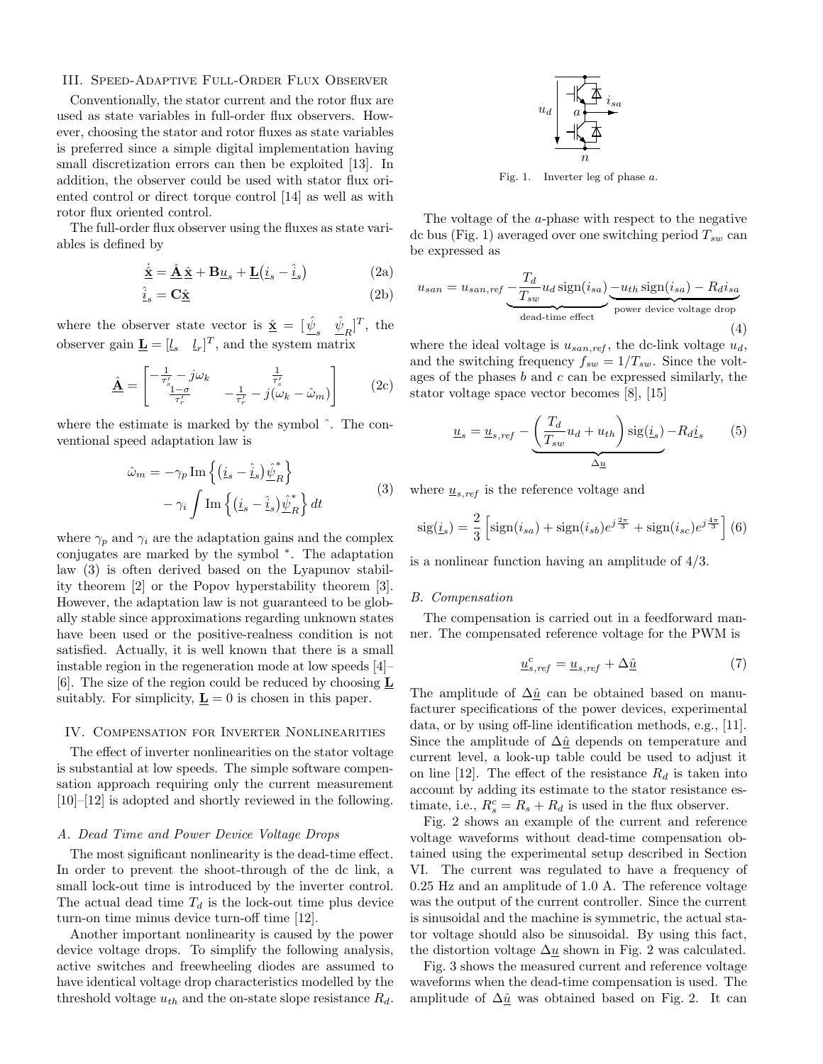## III. Speed-Adaptive Full-Order Flux Observer

Conventionally, the stator current and the rotor flux are used as state variables in full-order flux observers. However, choosing the stator and rotor fluxes as state variables is preferred since a simple digital implementation having small discretization errors can then be exploited [13]. In addition, the observer could be used with stator flux oriented control or direct torque control [14] as well as with rotor flux oriented control.

The full-order flux observer using the fluxes as state variables is defined by

$$\dot{\hat{\underline{\mathbf{x}}}} = \hat{\underline{\mathbf{A}}}\,\hat{\underline{\mathbf{x}}} + \mathbf{B}\underline{u}_s + \underline{\mathbf{L}}\big(\underline{i}_s - \hat{\underline{i}}_s\big) \tag{2a}$$

$$\hat{\underline{i}}_s = \mathbf{C}\hat{\underline{\mathbf{x}}} \tag{2b}$$

where the observer state vector is $\hat{\underline{\mathbf{x}}} = [\hat{\underline{\psi}}_s \quad \hat{\underline{\psi}}_R]^T$, the observer gain $\underline{\mathbf{L}} = [\underline{l}_s \quad \underline{l}_r]^T$, and the system matrix

$$\hat{\underline{\mathbf{A}}} = \begin{bmatrix} -\frac{1}{\tau_s'} - j\omega_k & \frac{1}{\tau_s'} \\ \frac{1-\sigma}{\tau_r'} & -\frac{1}{\tau_r'} - j(\omega_k - \hat{\omega}_m) \end{bmatrix} \tag{2c}$$

where the estimate is marked by the symbol ^. The conventional speed adaptation law is

$$\begin{aligned} \hat{\omega}_m = & -\gamma_p \operatorname{Im}\left\{\big(\underline{i}_s - \hat{\underline{i}}_s\big)\hat{\underline{\psi}}_R^*\right\} \\ & -\gamma_i \int \operatorname{Im}\left\{\big(\underline{i}_s - \hat{\underline{i}}_s\big)\hat{\underline{\psi}}_R^*\right\} dt \end{aligned} \tag{3}$$

where $\gamma_p$ and $\gamma_i$ are the adaptation gains and the complex conjugates are marked by the symbol $^*$. The adaptation law (3) is often derived based on the Lyapunov stability theorem [2] or the Popov hyperstability theorem [3]. However, the adaptation law is not guaranteed to be globally stable since approximations regarding unknown states have been used or the positive-realness condition is not satisfied. Actually, it is well known that there is a small instable region in the regeneration mode at low speeds [4]–[6]. The size of the region could be reduced by choosing $\underline{\mathbf{L}}$ suitably. For simplicity, $\underline{\mathbf{L}} = 0$ is chosen in this paper.

## IV. Compensation for Inverter Nonlinearities

The effect of inverter nonlinearities on the stator voltage is substantial at low speeds. The simple software compensation approach requiring only the current measurement [10]–[12] is adopted and shortly reviewed in the following.

### A. Dead Time and Power Device Voltage Drops

The most significant nonlinearity is the dead-time effect. In order to prevent the shoot-through of the dc link, a small lock-out time is introduced by the inverter control. The actual dead time $T_d$ is the lock-out time plus device turn-on time minus device turn-off time [12].

Another important nonlinearity is caused by the power device voltage drops. To simplify the following analysis, active switches and freewheeling diodes are assumed to have identical voltage drop characteristics modelled by the threshold voltage $u_{th}$ and the on-state slope resistance $R_d$.

Fig. 1. Inverter leg of phase $a$.

The voltage of the $a$-phase with respect to the negative dc bus (Fig. 1) averaged over one switching period $T_{sw}$ can be expressed as

$$u_{san} = u_{san,ref} \underbrace{-\frac{T_d}{T_{sw}} u_d \operatorname{sign}(i_{sa})}_{\text{dead-time effect}} \underbrace{-u_{th} \operatorname{sign}(i_{sa}) - R_d i_{sa}}_{\text{power device voltage drop}} \tag{4}$$

where the ideal voltage is $u_{san,ref}$, the dc-link voltage $u_d$, and the switching frequency $f_{sw} = 1/T_{sw}$. Since the voltages of the phases $b$ and $c$ can be expressed similarly, the stator voltage space vector becomes [8], [15]

$$\underline{u}_s = \underline{u}_{s,ref} - \underbrace{\left(\frac{T_d}{T_{sw}} u_d + u_{th}\right) \operatorname{sig}(\underline{i}_s)}_{\Delta \underline{u}} - R_d \underline{i}_s \tag{5}$$

where $\underline{u}_{s,ref}$ is the reference voltage and

$$\operatorname{sig}(\underline{i}_s) = \frac{2}{3}\left[\operatorname{sign}(i_{sa}) + \operatorname{sign}(i_{sb})e^{j\frac{2\pi}{3}} + \operatorname{sign}(i_{sc})e^{j\frac{4\pi}{3}}\right] \tag{6}$$

is a nonlinear function having an amplitude of 4/3.

### B. Compensation

The compensation is carried out in a feedforward manner. The compensated reference voltage for the PWM is

$$\underline{u}_{s,ref}^c = \underline{u}_{s,ref} + \Delta\hat{\underline{u}} \tag{7}$$

The amplitude of $\Delta\hat{\underline{u}}$ can be obtained based on manufacturer specifications of the power devices, experimental data, or by using off-line identification methods, e.g., [11]. Since the amplitude of $\Delta\hat{\underline{u}}$ depends on temperature and current level, a look-up table could be used to adjust it on line [12]. The effect of the resistance $R_d$ is taken into account by adding its estimate to the stator resistance estimate, i.e., $R_s^c = R_s + R_d$ is used in the flux observer.

Fig. 2 shows an example of the current and reference voltage waveforms without dead-time compensation obtained using the experimental setup described in Section VI. The current was regulated to have a frequency of 0.25 Hz and an amplitude of 1.0 A. The reference voltage was the output of the current controller. Since the current is sinusoidal and the machine is symmetric, the actual stator voltage should also be sinusoidal. By using this fact, the distortion voltage $\Delta\underline{u}$ shown in Fig. 2 was calculated.

Fig. 3 shows the measured current and reference voltage waveforms when the dead-time compensation is used. The amplitude of $\Delta\hat{\underline{u}}$ was obtained based on Fig. 2. It can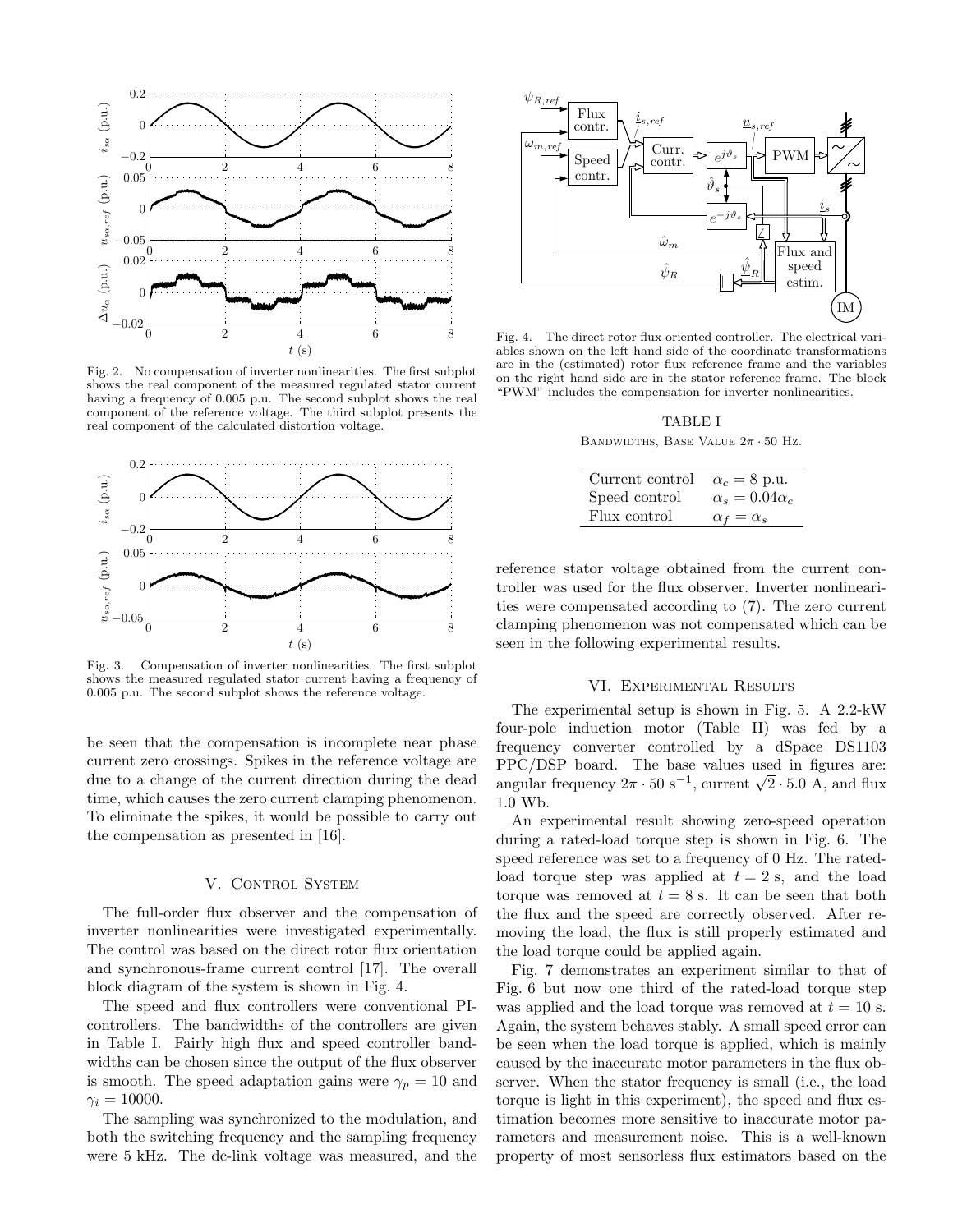Fig. 2. No compensation of inverter nonlinearities. The first subplot shows the real component of the measured regulated stator current having a frequency of 0.005 p.u. The second subplot shows the real component of the reference voltage. The third subplot presents the real component of the calculated distortion voltage.

Fig. 3. Compensation of inverter nonlinearities. The first subplot shows the measured regulated stator current having a frequency of 0.005 p.u. The second subplot shows the reference voltage.

be seen that the compensation is incomplete near phase current zero crossings. Spikes in the reference voltage are due to a change of the current direction during the dead time, which causes the zero current clamping phenomenon. To eliminate the spikes, it would be possible to carry out the compensation as presented in [16].

## V. Control System

The full-order flux observer and the compensation of inverter nonlinearities were investigated experimentally. The control was based on the direct rotor flux orientation and synchronous-frame current control [17]. The overall block diagram of the system is shown in Fig. 4.

The speed and flux controllers were conventional PI-controllers. The bandwidths of the controllers are given in Table I. Fairly high flux and speed controller bandwidths can be chosen since the output of the flux observer is smooth. The speed adaptation gains were $\gamma_p = 10$ and $\gamma_i = 10000$.

The sampling was synchronized to the modulation, and both the switching frequency and the sampling frequency were 5 kHz. The dc-link voltage was measured, and the reference stator voltage obtained from the current controller was used for the flux observer. Inverter nonlinearities were compensated according to (7). The zero current clamping phenomenon was not compensated which can be seen in the following experimental results.

Fig. 4. The direct rotor flux oriented controller. The electrical variables shown on the left hand side of the coordinate transformations are in the (estimated) rotor flux reference frame and the variables on the right hand side are in the stator reference frame. The block "PWM" includes the compensation for inverter nonlinearities.

TABLE I
Bandwidths, Base Value $2\pi \cdot 50$ Hz.

| | |
|---|---|
| Current control | $\alpha_c = 8$ p.u. |
| Speed control | $\alpha_s = 0.04\alpha_c$ |
| Flux control | $\alpha_f = \alpha_s$ |

## VI. Experimental Results

The experimental setup is shown in Fig. 5. A 2.2-kW four-pole induction motor (Table II) was fed by a frequency converter controlled by a dSpace DS1103 PPC/DSP board. The base values used in figures are: angular frequency $2\pi \cdot 50$ s$^{-1}$, current $\sqrt{2} \cdot 5.0$ A, and flux 1.0 Wb.

An experimental result showing zero-speed operation during a rated-load torque step is shown in Fig. 6. The speed reference was set to a frequency of 0 Hz. The rated-load torque step was applied at $t = 2$ s, and the load torque was removed at $t = 8$ s. It can be seen that both the flux and the speed are correctly observed. After removing the load, the flux is still properly estimated and the load torque could be applied again.

Fig. 7 demonstrates an experiment similar to that of Fig. 6 but now one third of the rated-load torque step was applied and the load torque was removed at $t = 10$ s. Again, the system behaves stably. A small speed error can be seen when the load torque is applied, which is mainly caused by the inaccurate motor parameters in the flux observer. When the stator frequency is small (i.e., the load torque is light in this experiment), the speed and flux estimation becomes more sensitive to inaccurate motor parameters and measurement noise. This is a well-known property of most sensorless flux estimators based on the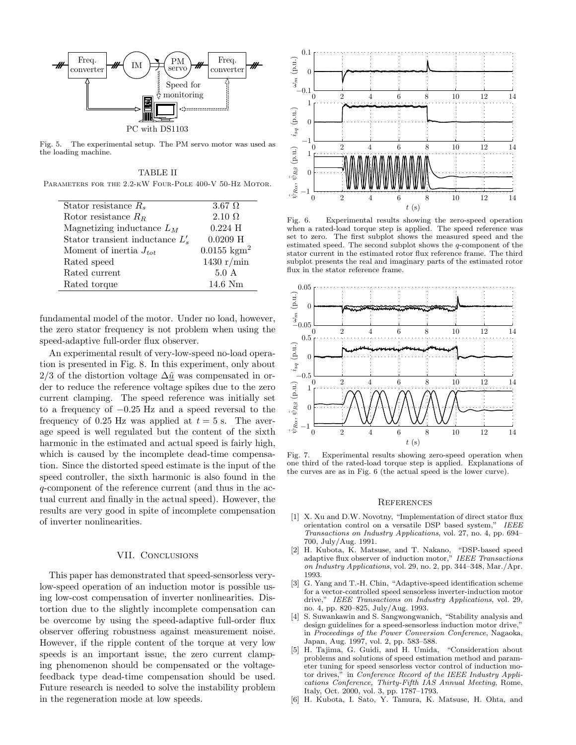Fig. 5. The experimental setup. The PM servo motor was used as the loading machine.

TABLE II
PARAMETERS FOR THE 2.2-KW FOUR-POLE 400-V 50-HZ MOTOR.

| | |
|---|---|
| Stator resistance $R_s$ | 3.67 Ω |
| Rotor resistance $R_R$ | 2.10 Ω |
| Magnetizing inductance $L_M$ | 0.224 H |
| Stator transient inductance $L'_s$ | 0.0209 H |
| Moment of inertia $J_{tot}$ | 0.0155 kgm$^2$ |
| Rated speed | 1430 r/min |
| Rated current | 5.0 A |
| Rated torque | 14.6 Nm |

fundamental model of the motor. Under no load, however, the zero stator frequency is not problem when using the speed-adaptive full-order flux observer.

An experimental result of very-low-speed no-load operation is presented in Fig. 8. In this experiment, only about 2/3 of the distortion voltage $\Delta\underline{\hat{u}}$ was compensated in order to reduce the reference voltage spikes due to the zero current clamping. The speed reference was initially set to a frequency of −0.25 Hz and a speed reversal to the frequency of 0.25 Hz was applied at $t = 5$ s. The average speed is well regulated but the content of the sixth harmonic in the estimated and actual speed is fairly high, which is caused by the incomplete dead-time compensation. Since the distorted speed estimate is the input of the speed controller, the sixth harmonic is also found in the $q$-component of the reference current (and thus in the actual current and finally in the actual speed). However, the results are very good in spite of incomplete compensation of inverter nonlinearities.

## VII. Conclusions

This paper has demonstrated that speed-sensorless very-low-speed operation of an induction motor is possible using low-cost compensation of inverter nonlinearities. Distortion due to the slightly incomplete compensation can be overcome by using the speed-adaptive full-order flux observer offering robustness against measurement noise. However, if the ripple content of the torque at very low speeds is an important issue, the zero current clamping phenomenon should be compensated or the voltage-feedback type dead-time compensation should be used. Future research is needed to solve the instability problem in the regeneration mode at low speeds.

Fig. 6. Experimental results showing the zero-speed operation when a rated-load torque step is applied. The speed reference was set to zero. The first subplot shows the measured speed and the estimated speed. The second subplot shows the $q$-component of the stator current in the estimated rotor flux reference frame. The third subplot presents the real and imaginary parts of the estimated rotor flux in the stator reference frame.

Fig. 7. Experimental results showing zero-speed operation when one third of the rated-load torque step is applied. Explanations of the curves are as in Fig. 6 (the actual speed is the lower curve).

## References

[1] X. Xu and D.W. Novotny, "Implementation of direct stator flux orientation control on a versatile DSP based system," *IEEE Transactions on Industry Applications*, vol. 27, no. 4, pp. 694–700, July/Aug. 1991.

[2] H. Kubota, K. Matsuse, and T. Nakano, "DSP-based speed adaptive flux observer of induction motor," *IEEE Transactions on Industry Applications*, vol. 29, no. 2, pp. 344–348, Mar./Apr. 1993.

[3] G. Yang and T.-H. Chin, "Adaptive-speed identification scheme for a vector-controlled speed sensorless inverter-induction motor drive," *IEEE Transactions on Industry Applications*, vol. 29, no. 4, pp. 820–825, July/Aug. 1993.

[4] S. Suwankawin and S. Sangwongwanich, "Stability analysis and design guidelines for a speed-sensorless induction motor drive," in *Proceedings of the Power Conversion Conference*, Nagaoka, Japan, Aug. 1997, vol. 2, pp. 583–588.

[5] H. Tajima, G. Guidi, and H. Umida, "Consideration about problems and solutions of speed estimation method and parameter tuning for speed sensorless vector control of induction motor drives," in *Conference Record of the IEEE Industry Applications Conference, Thirty-Fifth IAS Annual Meeting*, Rome, Italy, Oct. 2000, vol. 3, pp. 1787–1793.

[6] H. Kubota, I. Sato, Y. Tamura, K. Matsuse, H. Ohta, and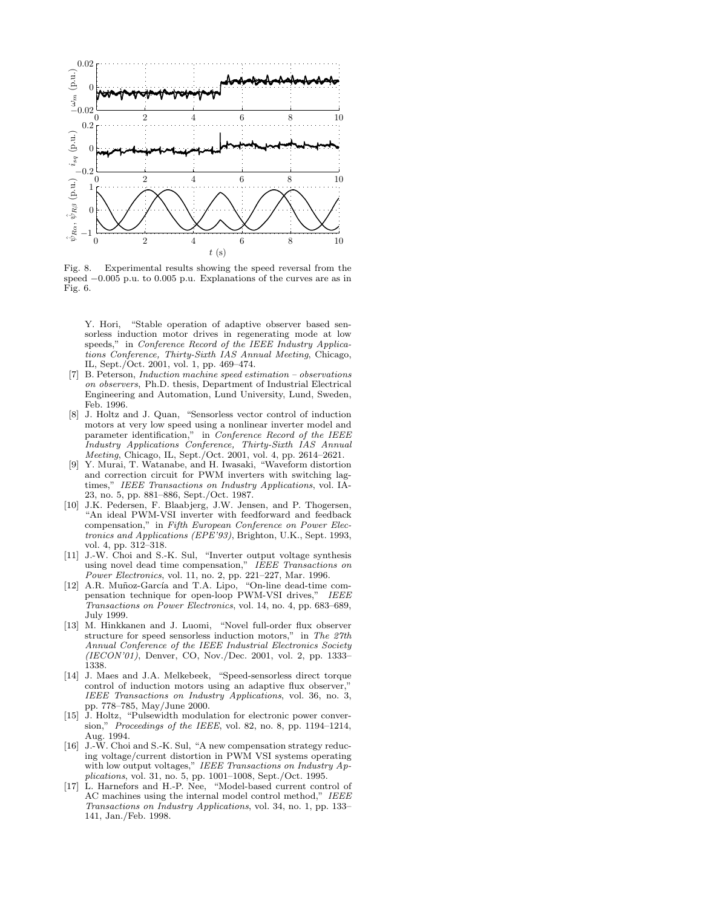0.02
0
−0.02
$\omega_m$ (p.u.)
0 2 4 6 8 10
0.2
0
−0.2
$i_{sq}$ (p.u.)
0 2 4 6 8 10
1
0
−1
$\hat{\psi}_{R\alpha}, \hat{\psi}_{R\beta}$ (p.u.)
0 2 4 6 8 10
$t$ (s)

Fig. 8. Experimental results showing the speed reversal from the speed −0.005 p.u. to 0.005 p.u. Explanations of the curves are as in Fig. 6.

Y. Hori, "Stable operation of adaptive observer based sensorless induction motor drives in regenerating mode at low speeds," in *Conference Record of the IEEE Industry Applications Conference, Thirty-Sixth IAS Annual Meeting*, Chicago, IL, Sept./Oct. 2001, vol. 1, pp. 469–474.

[7] B. Peterson, *Induction machine speed estimation – observations on observers*, Ph.D. thesis, Department of Industrial Electrical Engineering and Automation, Lund University, Lund, Sweden, Feb. 1996.

[8] J. Holtz and J. Quan, "Sensorless vector control of induction motors at very low speed using a nonlinear inverter model and parameter identification," in *Conference Record of the IEEE Industry Applications Conference, Thirty-Sixth IAS Annual Meeting*, Chicago, IL, Sept./Oct. 2001, vol. 4, pp. 2614–2621.

[9] Y. Murai, T. Watanabe, and H. Iwasaki, "Waveform distortion and correction circuit for PWM inverters with switching lagtimes," *IEEE Transactions on Industry Applications*, vol. IA-23, no. 5, pp. 881–886, Sept./Oct. 1987.

[10] J.K. Pedersen, F. Blaabjerg, J.W. Jensen, and P. Thogersen, "An ideal PWM-VSI inverter with feedforward and feedback compensation," in *Fifth European Conference on Power Electronics and Applications (EPE'93)*, Brighton, U.K., Sept. 1993, vol. 4, pp. 312–318.

[11] J.-W. Choi and S.-K. Sul, "Inverter output voltage synthesis using novel dead time compensation," *IEEE Transactions on Power Electronics*, vol. 11, no. 2, pp. 221–227, Mar. 1996.

[12] A.R. Muñoz-García and T.A. Lipo, "On-line dead-time compensation technique for open-loop PWM-VSI drives," *IEEE Transactions on Power Electronics*, vol. 14, no. 4, pp. 683–689, July 1999.

[13] M. Hinkkanen and J. Luomi, "Novel full-order flux observer structure for speed sensorless induction motors," in *The 27th Annual Conference of the IEEE Industrial Electronics Society (IECON'01)*, Denver, CO, Nov./Dec. 2001, vol. 2, pp. 1333–1338.

[14] J. Maes and J.A. Melkebeek, "Speed-sensorless direct torque control of induction motors using an adaptive flux observer," *IEEE Transactions on Industry Applications*, vol. 36, no. 3, pp. 778–785, May/June 2000.

[15] J. Holtz, "Pulsewidth modulation for electronic power conversion," *Proceedings of the IEEE*, vol. 82, no. 8, pp. 1194–1214, Aug. 1994.

[16] J.-W. Choi and S.-K. Sul, "A new compensation strategy reducing voltage/current distortion in PWM VSI systems operating with low output voltages," *IEEE Transactions on Industry Applications*, vol. 31, no. 5, pp. 1001–1008, Sept./Oct. 1995.

[17] L. Harnefors and H.-P. Nee, "Model-based current control of AC machines using the internal model control method," *IEEE Transactions on Industry Applications*, vol. 34, no. 1, pp. 133–141, Jan./Feb. 1998.